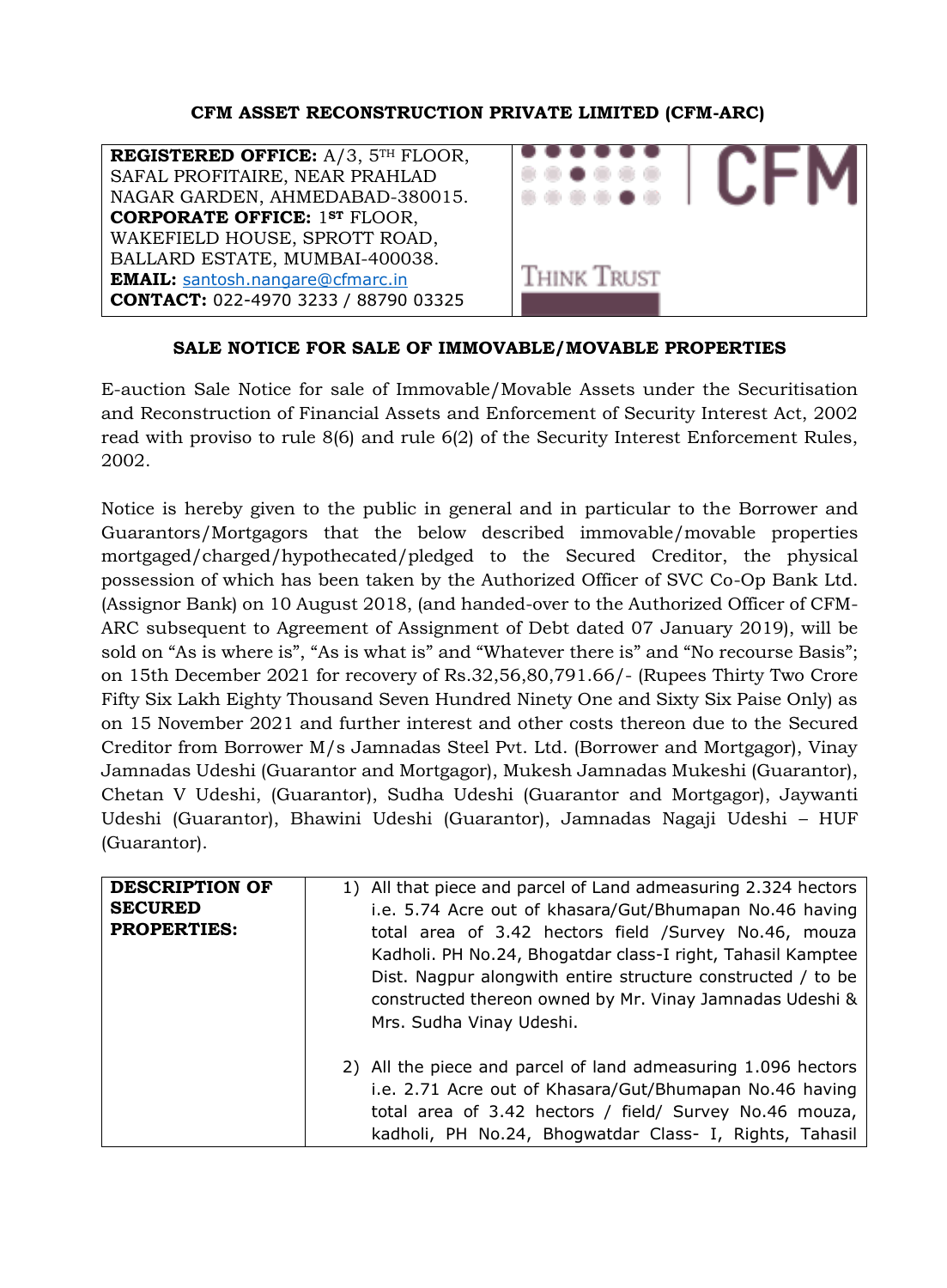**CFM ASSET RECONSTRUCTION PRIVATE LIMITED (CFM-ARC)**

| | |
|---|---|
| **REGISTERED OFFICE:** A/3, 5TH FLOOR, SAFAL PROFITAIRE, NEAR PRAHLAD NAGAR GARDEN, AHMEDABAD-380015.<br>**CORPORATE OFFICE:** 1ST FLOOR, WAKEFIELD HOUSE, SPROTT ROAD, BALLARD ESTATE, MUMBAI-400038.<br>**EMAIL:** santosh.nangare@cfmarc.in<br>**CONTACT:** 022-4970 3233 / 88790 03325 | CFM<br>THINK TRUST |

## SALE NOTICE FOR SALE OF IMMOVABLE/MOVABLE PROPERTIES

E-auction Sale Notice for sale of Immovable/Movable Assets under the Securitisation and Reconstruction of Financial Assets and Enforcement of Security Interest Act, 2002 read with proviso to rule 8(6) and rule 6(2) of the Security Interest Enforcement Rules, 2002.

Notice is hereby given to the public in general and in particular to the Borrower and Guarantors/Mortgagors that the below described immovable/movable properties mortgaged/charged/hypothecated/pledged to the Secured Creditor, the physical possession of which has been taken by the Authorized Officer of SVC Co-Op Bank Ltd. (Assignor Bank) on 10 August 2018, (and handed-over to the Authorized Officer of CFM-ARC subsequent to Agreement of Assignment of Debt dated 07 January 2019), will be sold on "As is where is", "As is what is" and "Whatever there is" and "No recourse Basis"; on 15th December 2021 for recovery of Rs.32,56,80,791.66/- (Rupees Thirty Two Crore Fifty Six Lakh Eighty Thousand Seven Hundred Ninety One and Sixty Six Paise Only) as on 15 November 2021 and further interest and other costs thereon due to the Secured Creditor from Borrower M/s Jamnadas Steel Pvt. Ltd. (Borrower and Mortgagor), Vinay Jamnadas Udeshi (Guarantor and Mortgagor), Mukesh Jamnadas Mukeshi (Guarantor), Chetan V Udeshi, (Guarantor), Sudha Udeshi (Guarantor and Mortgagor), Jaywanti Udeshi (Guarantor), Bhawini Udeshi (Guarantor), Jamnadas Nagaji Udeshi – HUF (Guarantor).

| | |
|---|---|
| **DESCRIPTION OF SECURED PROPERTIES:** | 1) All that piece and parcel of Land admeasuring 2.324 hectors i.e. 5.74 Acre out of khasara/Gut/Bhumapan No.46 having total area of 3.42 hectors field /Survey No.46, mouza Kadholi. PH No.24, Bhogatdar class-I right, Tahasil Kamptee Dist. Nagpur alongwith entire structure constructed / to be constructed thereon owned by Mr. Vinay Jamnadas Udeshi & Mrs. Sudha Vinay Udeshi.<br><br>2) All the piece and parcel of land admeasuring 1.096 hectors i.e. 2.71 Acre out of Khasara/Gut/Bhumapan No.46 having total area of 3.42 hectors / field/ Survey No.46 mouza, kadholi, PH No.24, Bhogwatdar Class- I, Rights, Tahasil |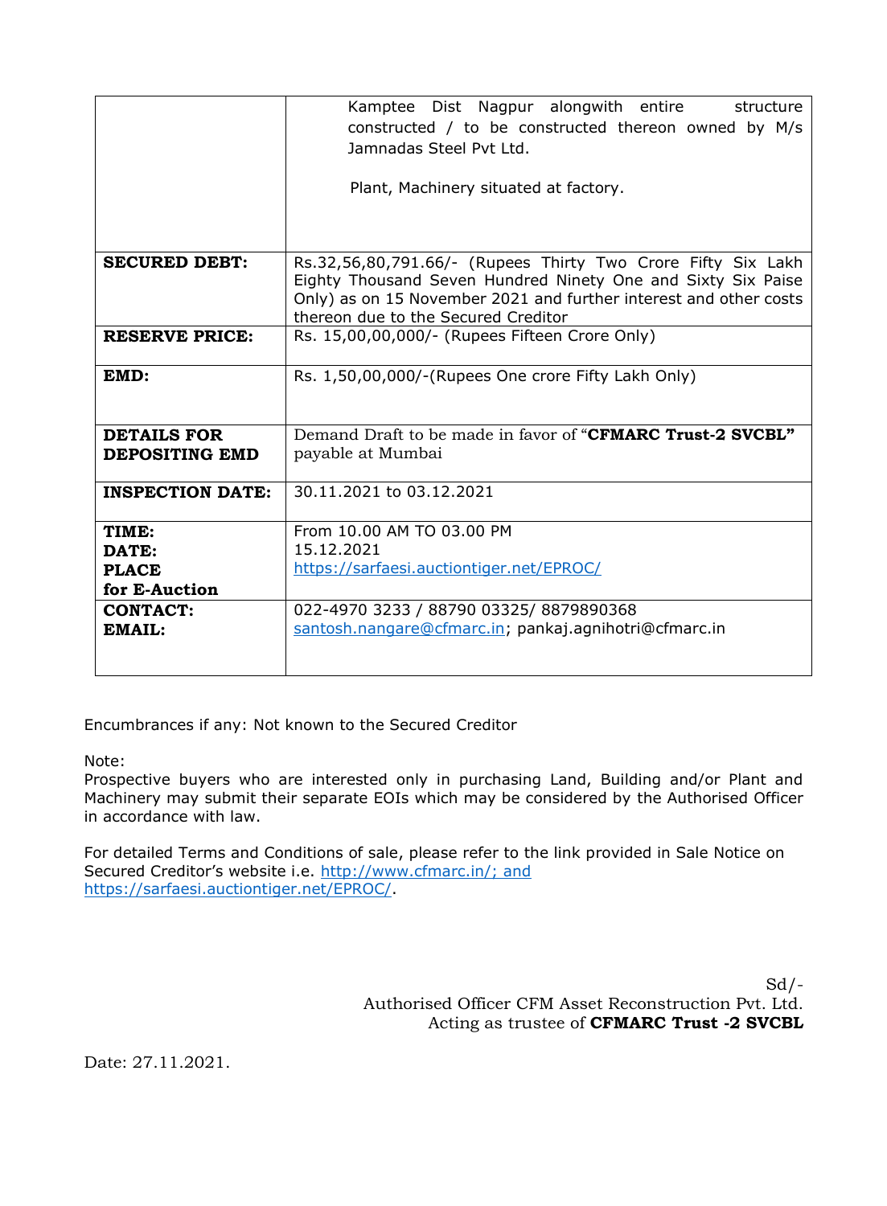| | |
|---|---|
| | Kamptee Dist Nagpur alongwith entire structure constructed / to be constructed thereon owned by M/s Jamnadas Steel Pvt Ltd.<br><br>Plant, Machinery situated at factory. |
| **SECURED DEBT:** | Rs.32,56,80,791.66/- (Rupees Thirty Two Crore Fifty Six Lakh Eighty Thousand Seven Hundred Ninety One and Sixty Six Paise Only) as on 15 November 2021 and further interest and other costs thereon due to the Secured Creditor |
| **RESERVE PRICE:** | Rs. 15,00,00,000/- (Rupees Fifteen Crore Only) |
| **EMD:** | Rs. 1,50,00,000/-(Rupees One crore Fifty Lakh Only) |
| **DETAILS FOR DEPOSITING EMD** | Demand Draft to be made in favor of "**CFMARC Trust-2 SVCBL**" payable at Mumbai |
| **INSPECTION DATE:** | 30.11.2021 to 03.12.2021 |
| **TIME:**<br>**DATE:**<br>**PLACE for E-Auction** | From 10.00 AM TO 03.00 PM<br>15.12.2021<br>https://sarfaesi.auctiontiger.net/EPROC/ |
| **CONTACT:**<br>**EMAIL:** | 022-4970 3233 / 88790 03325/ 8879890368<br>santosh.nangare@cfmarc.in; pankaj.agnihotri@cfmarc.in |

Encumbrances if any: Not known to the Secured Creditor

Note:
Prospective buyers who are interested only in purchasing Land, Building and/or Plant and Machinery may submit their separate EOIs which may be considered by the Authorised Officer in accordance with law.

For detailed Terms and Conditions of sale, please refer to the link provided in Sale Notice on Secured Creditor's website i.e. http://www.cfmarc.in/; and https://sarfaesi.auctiontiger.net/EPROC/.

Sd/-
Authorised Officer CFM Asset Reconstruction Pvt. Ltd.
Acting as trustee of **CFMARC Trust -2 SVCBL**

Date: 27.11.2021.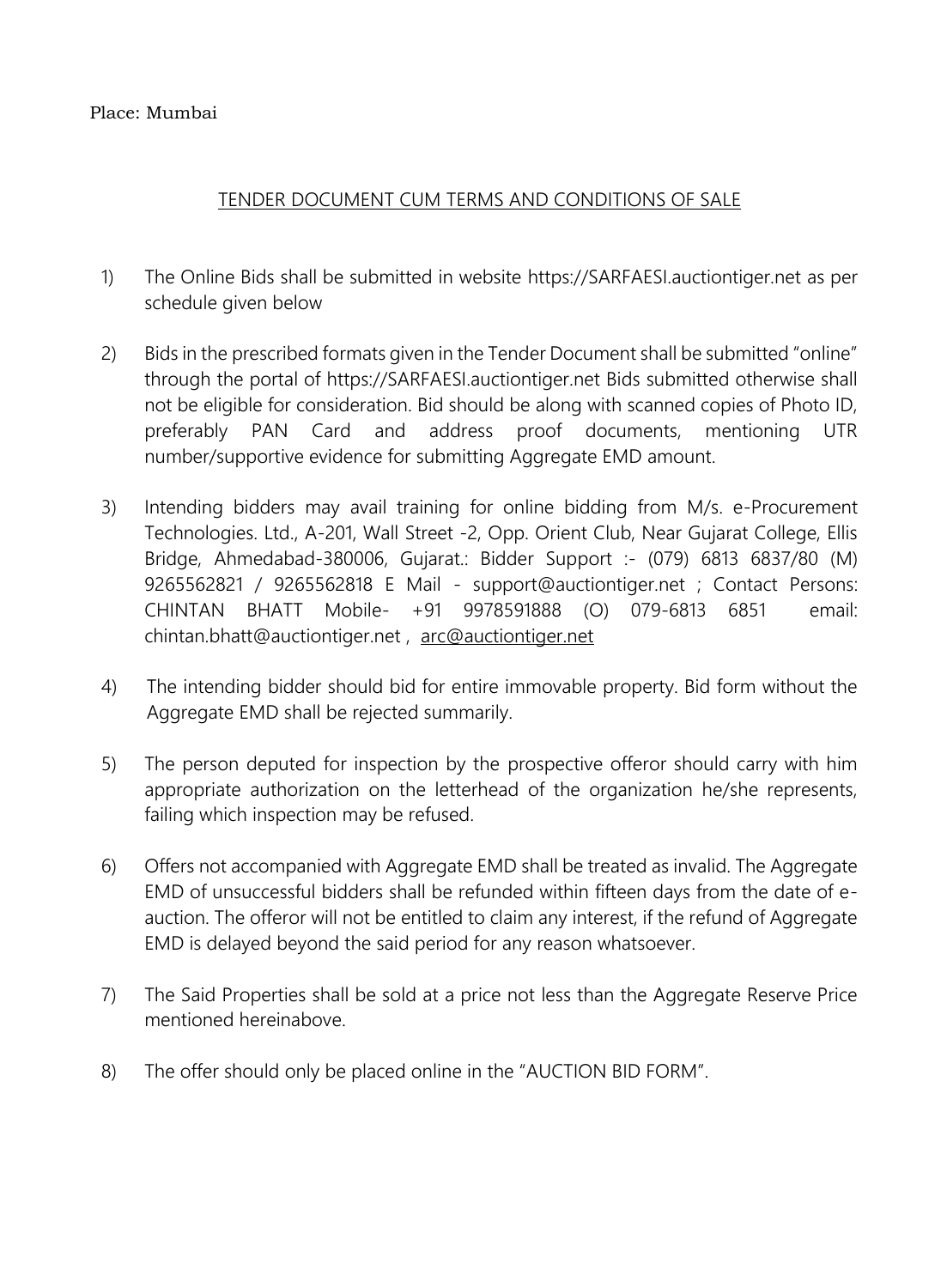Place: Mumbai

## TENDER DOCUMENT CUM TERMS AND CONDITIONS OF SALE

1) The Online Bids shall be submitted in website https://SARFAESI.auctiontiger.net as per schedule given below

2) Bids in the prescribed formats given in the Tender Document shall be submitted "online" through the portal of https://SARFAESI.auctiontiger.net Bids submitted otherwise shall not be eligible for consideration. Bid should be along with scanned copies of Photo ID, preferably PAN Card and address proof documents, mentioning UTR number/supportive evidence for submitting Aggregate EMD amount.

3) Intending bidders may avail training for online bidding from M/s. e-Procurement Technologies. Ltd., A-201, Wall Street -2, Opp. Orient Club, Near Gujarat College, Ellis Bridge, Ahmedabad-380006, Gujarat.: Bidder Support :- (079) 6813 6837/80 (M) 9265562821 / 9265562818 E Mail - support@auctiontiger.net ; Contact Persons: CHINTAN BHATT Mobile- +91 9978591888 (O) 079-6813 6851 email: chintan.bhatt@auctiontiger.net , arc@auctiontiger.net

4) The intending bidder should bid for entire immovable property. Bid form without the Aggregate EMD shall be rejected summarily.

5) The person deputed for inspection by the prospective offeror should carry with him appropriate authorization on the letterhead of the organization he/she represents, failing which inspection may be refused.

6) Offers not accompanied with Aggregate EMD shall be treated as invalid. The Aggregate EMD of unsuccessful bidders shall be refunded within fifteen days from the date of e-auction. The offeror will not be entitled to claim any interest, if the refund of Aggregate EMD is delayed beyond the said period for any reason whatsoever.

7) The Said Properties shall be sold at a price not less than the Aggregate Reserve Price mentioned hereinabove.

8) The offer should only be placed online in the "AUCTION BID FORM".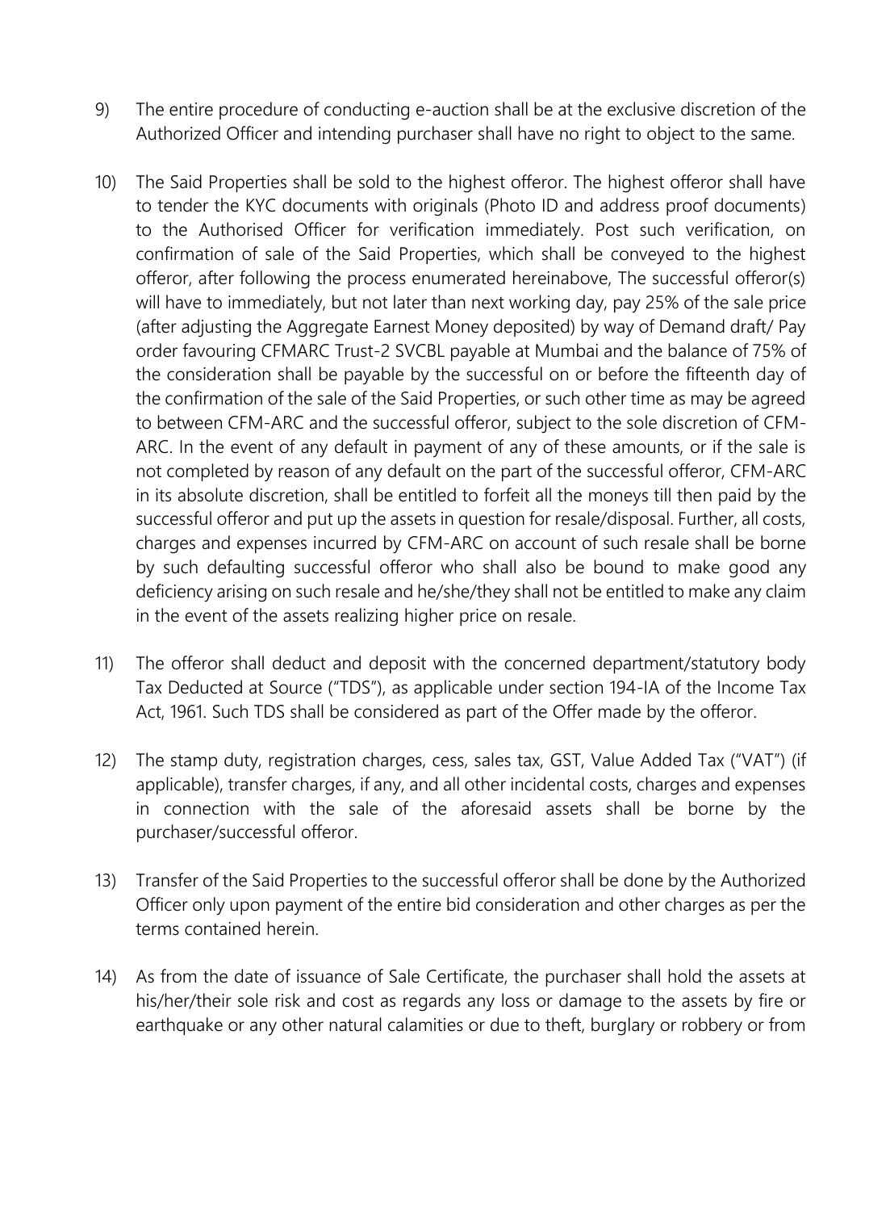9) The entire procedure of conducting e-auction shall be at the exclusive discretion of the Authorized Officer and intending purchaser shall have no right to object to the same.

10) The Said Properties shall be sold to the highest offeror. The highest offeror shall have to tender the KYC documents with originals (Photo ID and address proof documents) to the Authorised Officer for verification immediately. Post such verification, on confirmation of sale of the Said Properties, which shall be conveyed to the highest offeror, after following the process enumerated hereinabove, The successful offeror(s) will have to immediately, but not later than next working day, pay 25% of the sale price (after adjusting the Aggregate Earnest Money deposited) by way of Demand draft/ Pay order favouring CFMARC Trust-2 SVCBL payable at Mumbai and the balance of 75% of the consideration shall be payable by the successful on or before the fifteenth day of the confirmation of the sale of the Said Properties, or such other time as may be agreed to between CFM-ARC and the successful offeror, subject to the sole discretion of CFM-ARC. In the event of any default in payment of any of these amounts, or if the sale is not completed by reason of any default on the part of the successful offeror, CFM-ARC in its absolute discretion, shall be entitled to forfeit all the moneys till then paid by the successful offeror and put up the assets in question for resale/disposal. Further, all costs, charges and expenses incurred by CFM-ARC on account of such resale shall be borne by such defaulting successful offeror who shall also be bound to make good any deficiency arising on such resale and he/she/they shall not be entitled to make any claim in the event of the assets realizing higher price on resale.

11) The offeror shall deduct and deposit with the concerned department/statutory body Tax Deducted at Source ("TDS"), as applicable under section 194-IA of the Income Tax Act, 1961. Such TDS shall be considered as part of the Offer made by the offeror.

12) The stamp duty, registration charges, cess, sales tax, GST, Value Added Tax ("VAT") (if applicable), transfer charges, if any, and all other incidental costs, charges and expenses in connection with the sale of the aforesaid assets shall be borne by the purchaser/successful offeror.

13) Transfer of the Said Properties to the successful offeror shall be done by the Authorized Officer only upon payment of the entire bid consideration and other charges as per the terms contained herein.

14) As from the date of issuance of Sale Certificate, the purchaser shall hold the assets at his/her/their sole risk and cost as regards any loss or damage to the assets by fire or earthquake or any other natural calamities or due to theft, burglary or robbery or from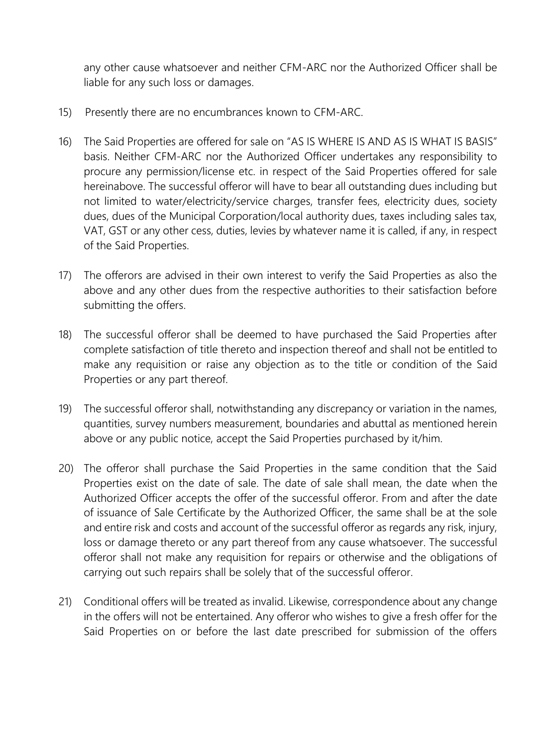any other cause whatsoever and neither CFM-ARC nor the Authorized Officer shall be liable for any such loss or damages.

15) Presently there are no encumbrances known to CFM-ARC.

16) The Said Properties are offered for sale on "AS IS WHERE IS AND AS IS WHAT IS BASIS" basis. Neither CFM-ARC nor the Authorized Officer undertakes any responsibility to procure any permission/license etc. in respect of the Said Properties offered for sale hereinabove. The successful offeror will have to bear all outstanding dues including but not limited to water/electricity/service charges, transfer fees, electricity dues, society dues, dues of the Municipal Corporation/local authority dues, taxes including sales tax, VAT, GST or any other cess, duties, levies by whatever name it is called, if any, in respect of the Said Properties.

17) The offerors are advised in their own interest to verify the Said Properties as also the above and any other dues from the respective authorities to their satisfaction before submitting the offers.

18) The successful offeror shall be deemed to have purchased the Said Properties after complete satisfaction of title thereto and inspection thereof and shall not be entitled to make any requisition or raise any objection as to the title or condition of the Said Properties or any part thereof.

19) The successful offeror shall, notwithstanding any discrepancy or variation in the names, quantities, survey numbers measurement, boundaries and abuttal as mentioned herein above or any public notice, accept the Said Properties purchased by it/him.

20) The offeror shall purchase the Said Properties in the same condition that the Said Properties exist on the date of sale. The date of sale shall mean, the date when the Authorized Officer accepts the offer of the successful offeror. From and after the date of issuance of Sale Certificate by the Authorized Officer, the same shall be at the sole and entire risk and costs and account of the successful offeror as regards any risk, injury, loss or damage thereto or any part thereof from any cause whatsoever. The successful offeror shall not make any requisition for repairs or otherwise and the obligations of carrying out such repairs shall be solely that of the successful offeror.

21) Conditional offers will be treated as invalid. Likewise, correspondence about any change in the offers will not be entertained. Any offeror who wishes to give a fresh offer for the Said Properties on or before the last date prescribed for submission of the offers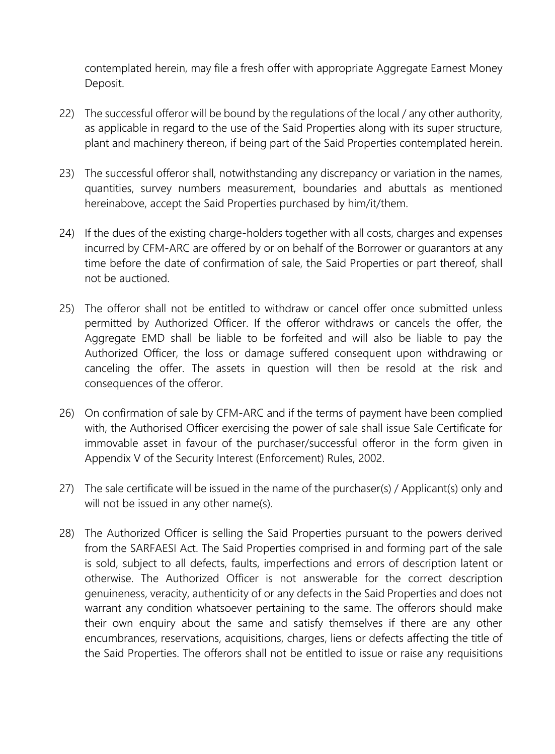contemplated herein, may file a fresh offer with appropriate Aggregate Earnest Money Deposit.

22) The successful offeror will be bound by the regulations of the local / any other authority, as applicable in regard to the use of the Said Properties along with its super structure, plant and machinery thereon, if being part of the Said Properties contemplated herein.

23) The successful offeror shall, notwithstanding any discrepancy or variation in the names, quantities, survey numbers measurement, boundaries and abuttals as mentioned hereinabove, accept the Said Properties purchased by him/it/them.

24) If the dues of the existing charge-holders together with all costs, charges and expenses incurred by CFM-ARC are offered by or on behalf of the Borrower or guarantors at any time before the date of confirmation of sale, the Said Properties or part thereof, shall not be auctioned.

25) The offeror shall not be entitled to withdraw or cancel offer once submitted unless permitted by Authorized Officer. If the offeror withdraws or cancels the offer, the Aggregate EMD shall be liable to be forfeited and will also be liable to pay the Authorized Officer, the loss or damage suffered consequent upon withdrawing or canceling the offer. The assets in question will then be resold at the risk and consequences of the offeror.

26) On confirmation of sale by CFM-ARC and if the terms of payment have been complied with, the Authorised Officer exercising the power of sale shall issue Sale Certificate for immovable asset in favour of the purchaser/successful offeror in the form given in Appendix V of the Security Interest (Enforcement) Rules, 2002.

27) The sale certificate will be issued in the name of the purchaser(s) / Applicant(s) only and will not be issued in any other name(s).

28) The Authorized Officer is selling the Said Properties pursuant to the powers derived from the SARFAESI Act. The Said Properties comprised in and forming part of the sale is sold, subject to all defects, faults, imperfections and errors of description latent or otherwise. The Authorized Officer is not answerable for the correct description genuineness, veracity, authenticity of or any defects in the Said Properties and does not warrant any condition whatsoever pertaining to the same. The offerors should make their own enquiry about the same and satisfy themselves if there are any other encumbrances, reservations, acquisitions, charges, liens or defects affecting the title of the Said Properties. The offerors shall not be entitled to issue or raise any requisitions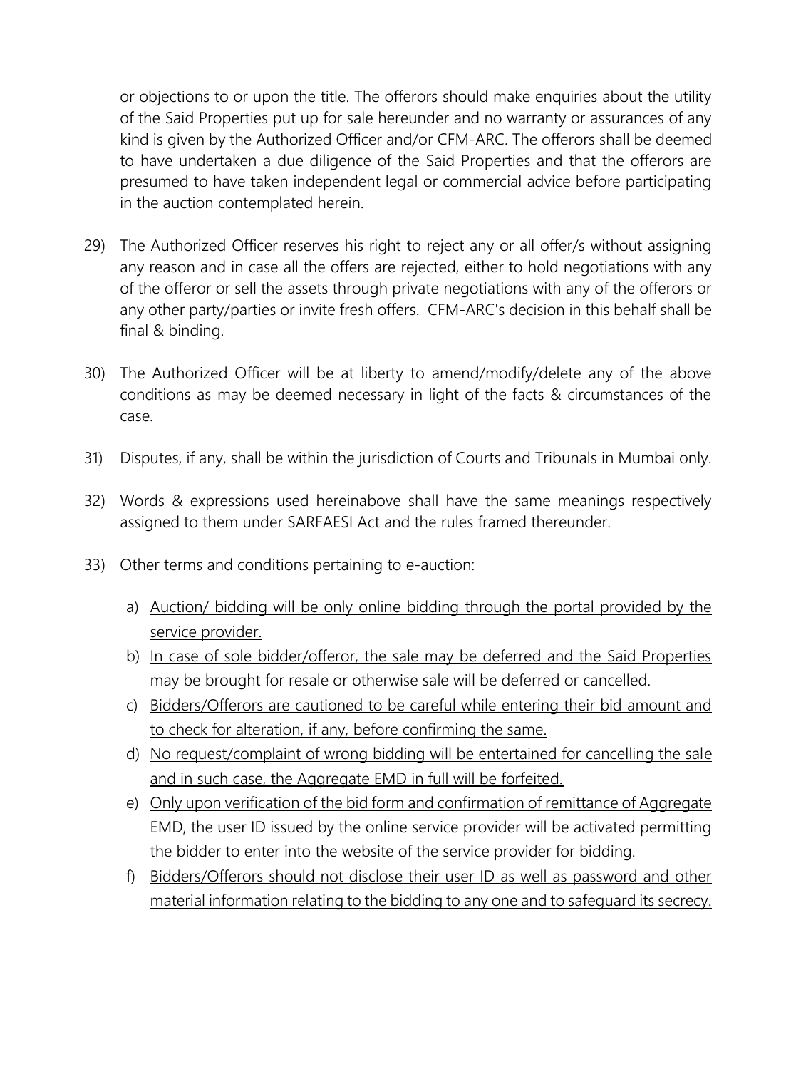or objections to or upon the title. The offerors should make enquiries about the utility of the Said Properties put up for sale hereunder and no warranty or assurances of any kind is given by the Authorized Officer and/or CFM-ARC. The offerors shall be deemed to have undertaken a due diligence of the Said Properties and that the offerors are presumed to have taken independent legal or commercial advice before participating in the auction contemplated herein.

29) The Authorized Officer reserves his right to reject any or all offer/s without assigning any reason and in case all the offers are rejected, either to hold negotiations with any of the offeror or sell the assets through private negotiations with any of the offerors or any other party/parties or invite fresh offers. CFM-ARC's decision in this behalf shall be final & binding.

30) The Authorized Officer will be at liberty to amend/modify/delete any of the above conditions as may be deemed necessary in light of the facts & circumstances of the case.

31) Disputes, if any, shall be within the jurisdiction of Courts and Tribunals in Mumbai only.

32) Words & expressions used hereinabove shall have the same meanings respectively assigned to them under SARFAESI Act and the rules framed thereunder.

33) Other terms and conditions pertaining to e-auction:

    a) <u>Auction/ bidding will be only online bidding through the portal provided by the service provider.</u>
    b) <u>In case of sole bidder/offeror, the sale may be deferred and the Said Properties may be brought for resale or otherwise sale will be deferred or cancelled.</u>
    c) <u>Bidders/Offerors are cautioned to be careful while entering their bid amount and to check for alteration, if any, before confirming the same.</u>
    d) <u>No request/complaint of wrong bidding will be entertained for cancelling the sale and in such case, the Aggregate EMD in full will be forfeited.</u>
    e) <u>Only upon verification of the bid form and confirmation of remittance of Aggregate EMD, the user ID issued by the online service provider will be activated permitting the bidder to enter into the website of the service provider for bidding.</u>
    f) <u>Bidders/Offerors should not disclose their user ID as well as password and other material information relating to the bidding to any one and to safeguard its secrecy.</u>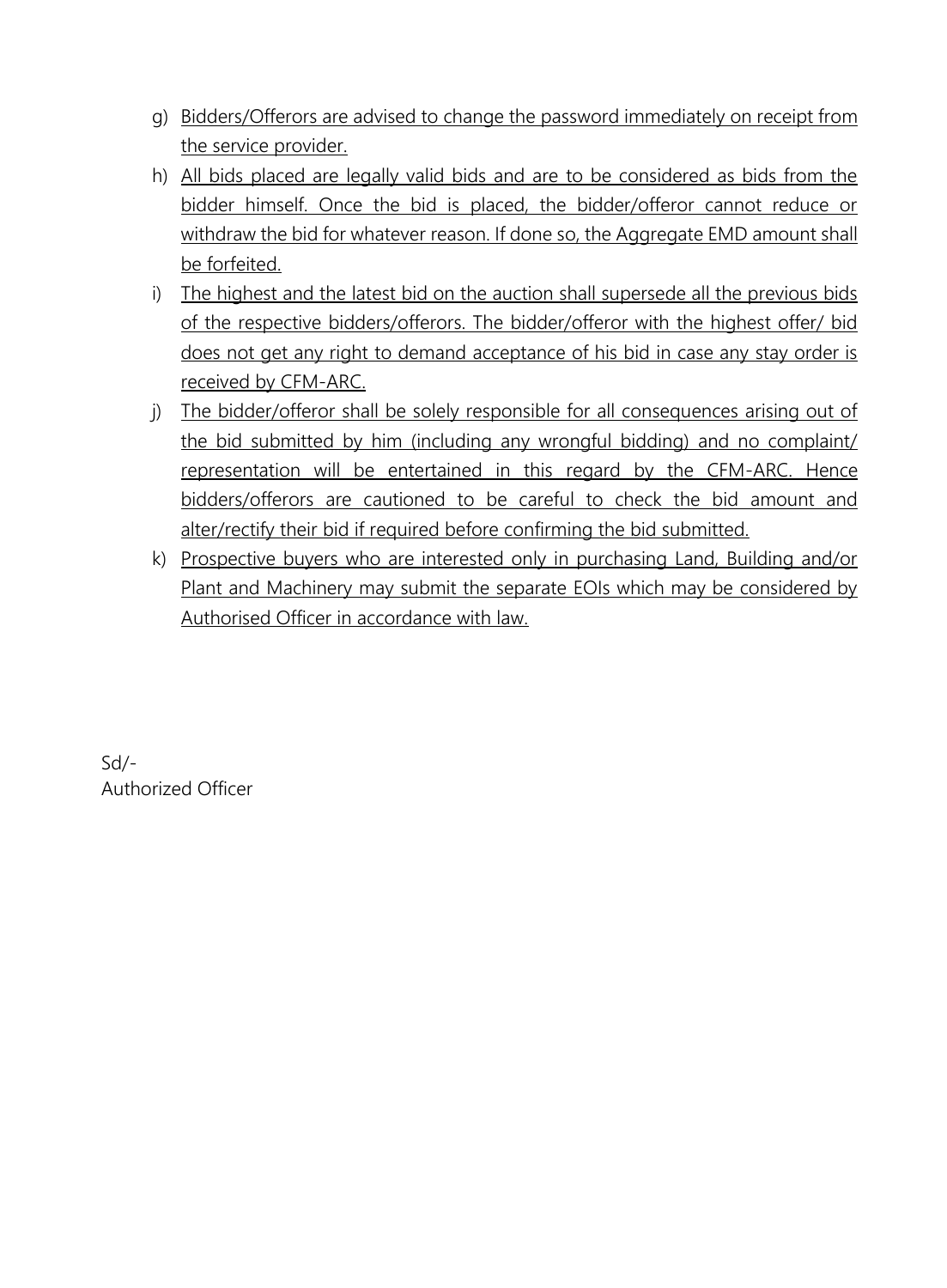g) Bidders/Offerors are advised to change the password immediately on receipt from the service provider.

h) All bids placed are legally valid bids and are to be considered as bids from the bidder himself. Once the bid is placed, the bidder/offeror cannot reduce or withdraw the bid for whatever reason. If done so, the Aggregate EMD amount shall be forfeited.

i) The highest and the latest bid on the auction shall supersede all the previous bids of the respective bidders/offerors. The bidder/offeror with the highest offer/ bid does not get any right to demand acceptance of his bid in case any stay order is received by CFM-ARC.

j) The bidder/offeror shall be solely responsible for all consequences arising out of the bid submitted by him (including any wrongful bidding) and no complaint/ representation will be entertained in this regard by the CFM-ARC. Hence bidders/offerors are cautioned to be careful to check the bid amount and alter/rectify their bid if required before confirming the bid submitted.

k) Prospective buyers who are interested only in purchasing Land, Building and/or Plant and Machinery may submit the separate EOIs which may be considered by Authorised Officer in accordance with law.

Sd/-
Authorized Officer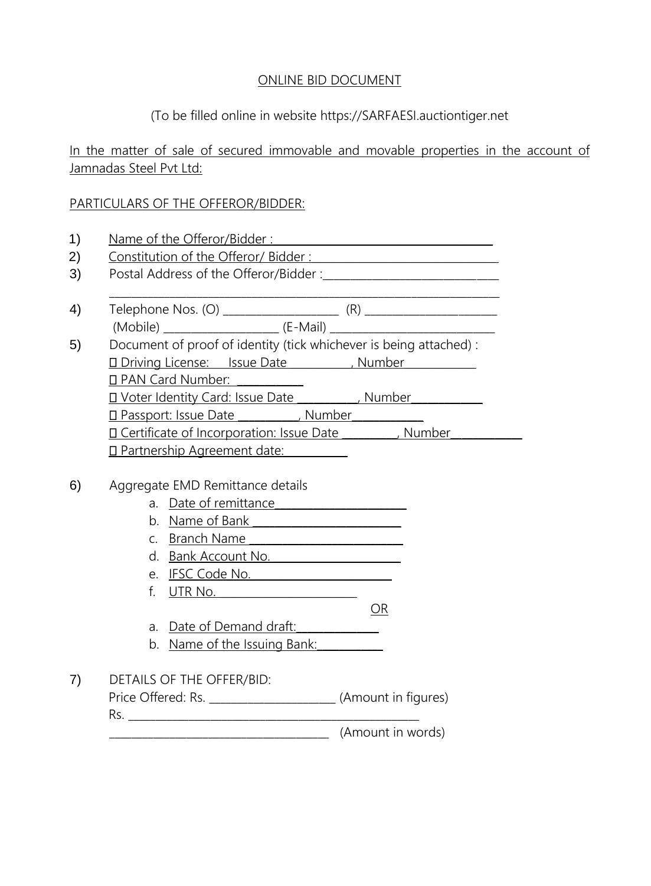ONLINE BID DOCUMENT

(To be filled online in website https://SARFAESI.auctiontiger.net

In the matter of sale of secured immovable and movable properties in the account of Jamnadas Steel Pvt Ltd:

PARTICULARS OF THE OFFEROR/BIDDER:

1) Name of the Offeror/Bidder : ___________________________________
2) Constitution of the Offeror/ Bidder : ______________________________
3) Postal Address of the Offeror/Bidder :____________________________
   _________________________________________________________________
4) Telephone Nos. (O) ___________________ (R) _____________________
   (Mobile) ___________________ (E-Mail) ___________________________
5) Document of proof of identity (tick whichever is being attached) :
   - Driving License: Issue Date __________, Number ___________
   - PAN Card Number: __________
   - Voter Identity Card: Issue Date __________, Number___________
   - Passport: Issue Date __________, Number___________
   - Certificate of Incorporation: Issue Date _________, Number___________
   - Partnership Agreement date: __________

6) Aggregate EMD Remittance details
   a. Date of remittance_____________________
   b. Name of Bank _______________________
   c. Branch Name ________________________
   d. Bank Account No. _____________________
   e. IFSC Code No. _______________________
   f. UTR No. _______________________

   OR

   a. Date of Demand draft:_____________
   b. Name of the Issuing Bank:__________

7) DETAILS OF THE OFFER/BID:
   Price Offered: Rs. ____________________ (Amount in figures)
   Rs. ________________________________________________
   ____________________________________ (Amount in words)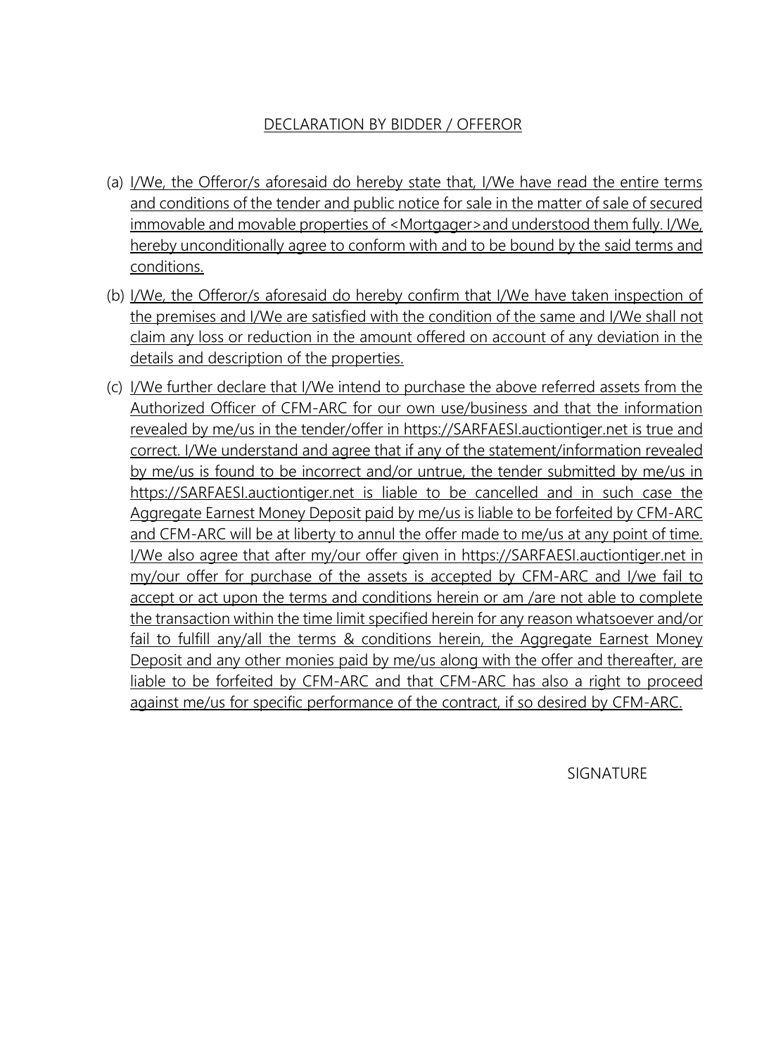## DECLARATION BY BIDDER / OFFEROR

(a) I/We, the Offeror/s aforesaid do hereby state that, I/We have read the entire terms and conditions of the tender and public notice for sale in the matter of sale of secured immovable and movable properties of <Mortgager>and understood them fully. I/We, hereby unconditionally agree to conform with and to be bound by the said terms and conditions.

(b) I/We, the Offeror/s aforesaid do hereby confirm that I/We have taken inspection of the premises and I/We are satisfied with the condition of the same and I/We shall not claim any loss or reduction in the amount offered on account of any deviation in the details and description of the properties.

(c) I/We further declare that I/We intend to purchase the above referred assets from the Authorized Officer of CFM-ARC for our own use/business and that the information revealed by me/us in the tender/offer in https://SARFAESI.auctiontiger.net is true and correct. I/We understand and agree that if any of the statement/information revealed by me/us is found to be incorrect and/or untrue, the tender submitted by me/us in https://SARFAESI.auctiontiger.net is liable to be cancelled and in such case the Aggregate Earnest Money Deposit paid by me/us is liable to be forfeited by CFM-ARC and CFM-ARC will be at liberty to annul the offer made to me/us at any point of time. I/We also agree that after my/our offer given in https://SARFAESI.auctiontiger.net in my/our offer for purchase of the assets is accepted by CFM-ARC and I/we fail to accept or act upon the terms and conditions herein or am /are not able to complete the transaction within the time limit specified herein for any reason whatsoever and/or fail to fulfill any/all the terms & conditions herein, the Aggregate Earnest Money Deposit and any other monies paid by me/us along with the offer and thereafter, are liable to be forfeited by CFM-ARC and that CFM-ARC has also a right to proceed against me/us for specific performance of the contract, if so desired by CFM-ARC.

SIGNATURE